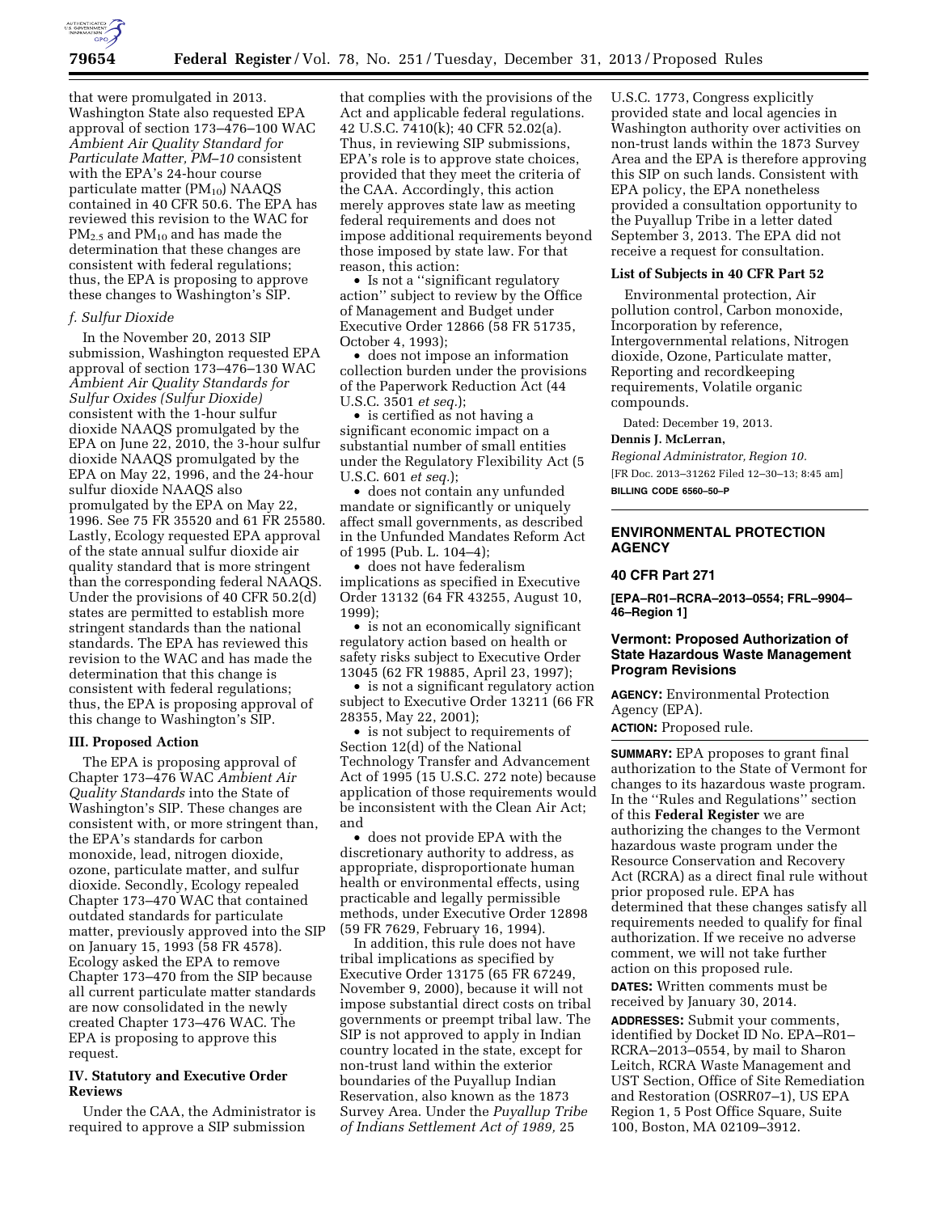that were promulgated in 2013. Washington State also requested EPA approval of section 173–476–100 WAC *Ambient Air Quality Standard for Particulate Matter, PM–10* consistent with the EPA's 24-hour course particulate matter ($PM_{10}$) NAAQS contained in 40 CFR 50.6. The EPA has reviewed this revision to the WAC for $PM_{2.5}$ and $PM_{10}$ and has made the determination that these changes are consistent with federal regulations; thus, the EPA is proposing to approve these changes to Washington's SIP.

### *f. Sulfur Dioxide*

In the November 20, 2013 SIP submission, Washington requested EPA approval of section 173–476–130 WAC *Ambient Air Quality Standards for Sulfur Oxides (Sulfur Dioxide)* consistent with the 1-hour sulfur dioxide NAAQS promulgated by the EPA on June 22, 2010, the 3-hour sulfur dioxide NAAQS promulgated by the EPA on May 22, 1996, and the 24-hour sulfur dioxide NAAQS also promulgated by the EPA on May 22, 1996. See 75 FR 35520 and 61 FR 25580. Lastly, Ecology requested EPA approval of the state annual sulfur dioxide air quality standard that is more stringent than the corresponding federal NAAQS. Under the provisions of 40 CFR 50.2(d) states are permitted to establish more stringent standards than the national standards. The EPA has reviewed this revision to the WAC and has made the determination that this change is consistent with federal regulations; thus, the EPA is proposing approval of this change to Washington's SIP.

## III. Proposed Action

The EPA is proposing approval of Chapter 173–476 WAC *Ambient Air Quality Standards* into the State of Washington's SIP. These changes are consistent with, or more stringent than, the EPA's standards for carbon monoxide, lead, nitrogen dioxide, ozone, particulate matter, and sulfur dioxide. Secondly, Ecology repealed Chapter 173–470 WAC that contained outdated standards for particulate matter, previously approved into the SIP on January 15, 1993 (58 FR 4578). Ecology asked the EPA to remove Chapter 173–470 from the SIP because all current particulate matter standards are now consolidated in the newly created Chapter 173–476 WAC. The EPA is proposing to approve this request.

## IV. Statutory and Executive Order Reviews

Under the CAA, the Administrator is required to approve a SIP submission that complies with the provisions of the Act and applicable federal regulations. 42 U.S.C. 7410(k); 40 CFR 52.02(a). Thus, in reviewing SIP submissions, EPA's role is to approve state choices, provided that they meet the criteria of the CAA. Accordingly, this action merely approves state law as meeting federal requirements and does not impose additional requirements beyond those imposed by state law. For that reason, this action:

- Is not a ''significant regulatory action'' subject to review by the Office of Management and Budget under Executive Order 12866 (58 FR 51735, October 4, 1993);
- does not impose an information collection burden under the provisions of the Paperwork Reduction Act (44 U.S.C. 3501 *et seq.*);
- is certified as not having a significant economic impact on a substantial number of small entities under the Regulatory Flexibility Act (5 U.S.C. 601 *et seq.*);
- does not contain any unfunded mandate or significantly or uniquely affect small governments, as described in the Unfunded Mandates Reform Act of 1995 (Pub. L. 104–4);
- does not have federalism implications as specified in Executive Order 13132 (64 FR 43255, August 10, 1999);
- is not an economically significant regulatory action based on health or safety risks subject to Executive Order 13045 (62 FR 19885, April 23, 1997);
- is not a significant regulatory action subject to Executive Order 13211 (66 FR 28355, May 22, 2001);
- is not subject to requirements of Section 12(d) of the National Technology Transfer and Advancement Act of 1995 (15 U.S.C. 272 note) because application of those requirements would be inconsistent with the Clean Air Act; and
- does not provide EPA with the discretionary authority to address, as appropriate, disproportionate human health or environmental effects, using practicable and legally permissible methods, under Executive Order 12898 (59 FR 7629, February 16, 1994).

In addition, this rule does not have tribal implications as specified by Executive Order 13175 (65 FR 67249, November 9, 2000), because it will not impose substantial direct costs on tribal governments or preempt tribal law. The SIP is not approved to apply in Indian country located in the state, except for non-trust land within the exterior boundaries of the Puyallup Indian Reservation, also known as the 1873 Survey Area. Under the *Puyallup Tribe of Indians Settlement Act of 1989,* 25 U.S.C. 1773, Congress explicitly provided state and local agencies in Washington authority over activities on non-trust lands within the 1873 Survey Area and the EPA is therefore approving this SIP on such lands. Consistent with EPA policy, the EPA nonetheless provided a consultation opportunity to the Puyallup Tribe in a letter dated September 3, 2013. The EPA did not receive a request for consultation.

### List of Subjects in 40 CFR Part 52

Environmental protection, Air pollution control, Carbon monoxide, Incorporation by reference, Intergovernmental relations, Nitrogen dioxide, Ozone, Particulate matter, Reporting and recordkeeping requirements, Volatile organic compounds.

Dated: December 19, 2013.

**Dennis J. McLerran,**

*Regional Administrator, Region 10.*

[FR Doc. 2013–31262 Filed 12–30–13; 8:45 am]

**BILLING CODE 6560–50–P**

---

## ENVIRONMENTAL PROTECTION AGENCY

### 40 CFR Part 271

**[EPA–R01–RCRA–2013–0554; FRL–9904–46–Region 1]**

### Vermont: Proposed Authorization of State Hazardous Waste Management Program Revisions

**AGENCY:** Environmental Protection Agency (EPA).

**ACTION:** Proposed rule.

**SUMMARY:** EPA proposes to grant final authorization to the State of Vermont for changes to its hazardous waste program. In the ''Rules and Regulations'' section of this **Federal Register** we are authorizing the changes to the Vermont hazardous waste program under the Resource Conservation and Recovery Act (RCRA) as a direct final rule without prior proposed rule. EPA has determined that these changes satisfy all requirements needed to qualify for final authorization. If we receive no adverse comment, we will not take further action on this proposed rule.

**DATES:** Written comments must be received by January 30, 2014.

**ADDRESSES:** Submit your comments, identified by Docket ID No. EPA–R01–RCRA–2013–0554, by mail to Sharon Leitch, RCRA Waste Management and UST Section, Office of Site Remediation and Restoration (OSRR07–1), US EPA Region 1, 5 Post Office Square, Suite 100, Boston, MA 02109–3912.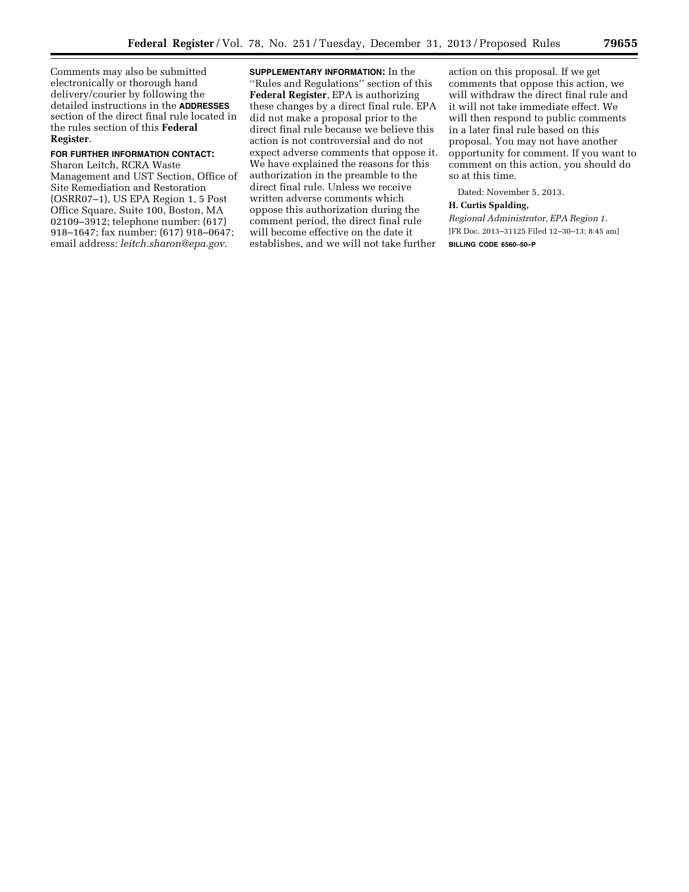Comments may also be submitted electronically or thorough hand delivery/courier by following the detailed instructions in the **ADDRESSES** section of the direct final rule located in the rules section of this **Federal Register**.

**FOR FURTHER INFORMATION CONTACT:** Sharon Leitch, RCRA Waste Management and UST Section, Office of Site Remediation and Restoration (OSRR07–1), US EPA Region 1, 5 Post Office Square, Suite 100, Boston, MA 02109–3912; telephone number: (617) 918–1647; fax number: (617) 918–0647; email address: *leitch.sharon@epa.gov*.

**SUPPLEMENTARY INFORMATION:** In the ''Rules and Regulations'' section of this **Federal Register**, EPA is authorizing these changes by a direct final rule. EPA did not make a proposal prior to the direct final rule because we believe this action is not controversial and do not expect adverse comments that oppose it. We have explained the reasons for this authorization in the preamble to the direct final rule. Unless we receive written adverse comments which oppose this authorization during the comment period, the direct final rule will become effective on the date it establishes, and we will not take further action on this proposal. If we get comments that oppose this action, we will withdraw the direct final rule and it will not take immediate effect. We will then respond to public comments in a later final rule based on this proposal. You may not have another opportunity for comment. If you want to comment on this action, you should do so at this time.

Dated: November 5, 2013.

**H. Curtis Spalding,**

*Regional Administrator, EPA Region 1.*

[FR Doc. 2013–31125 Filed 12–30–13; 8:45 am]

**BILLING CODE 6560–50–P**